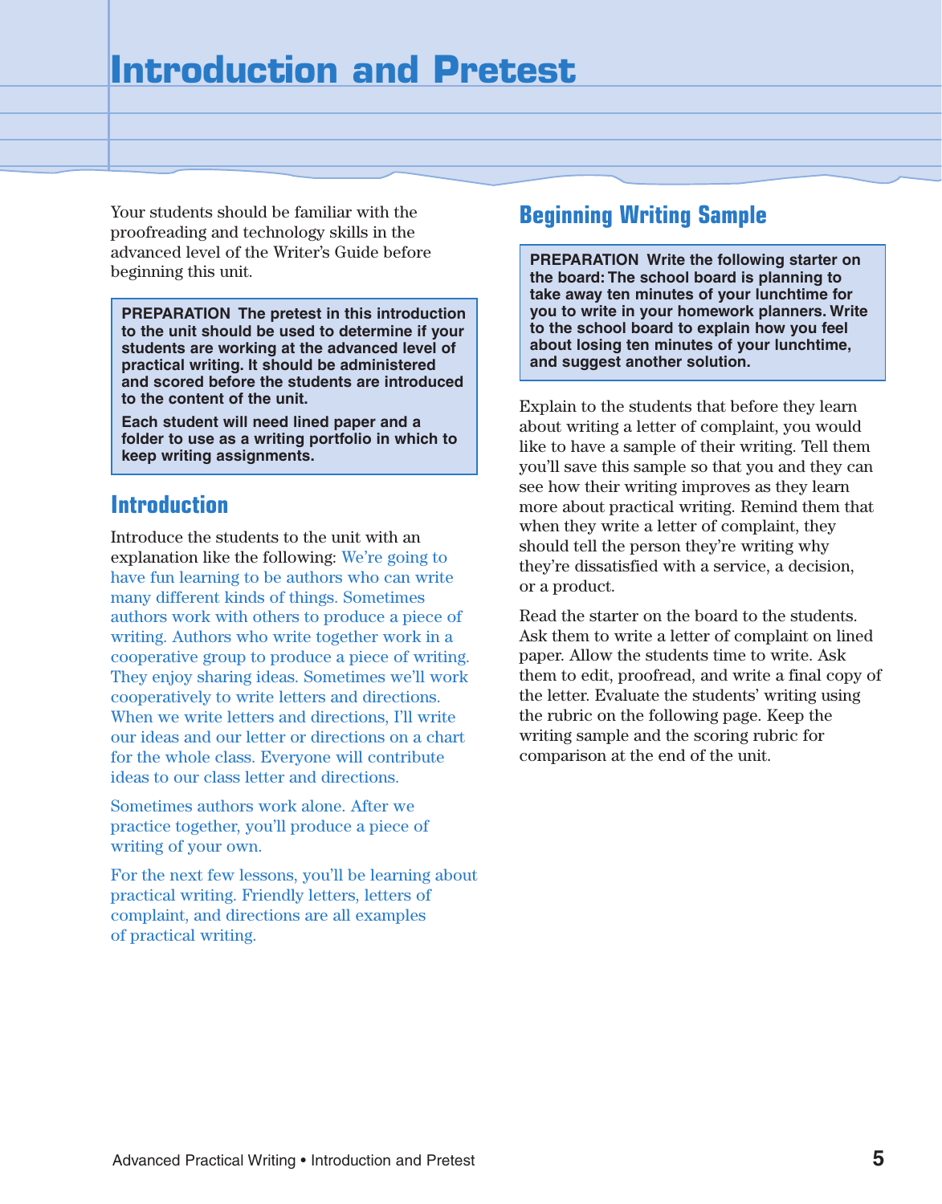# Introduction and Pretest

Your students should be familiar with the proofreading and technology skills in the advanced level of the Writer's Guide before beginning this unit.

**PREPARATION The pretest in this introduction to the unit should be used to determine if your students are working at the advanced level of practical writing. It should be administered and scored before the students are introduced to the content of the unit.**

**Each student will need lined paper and a folder to use as a writing portfolio in which to keep writing assignments.**

## Introduction

Introduce the students to the unit with an explanation like the following: We're going to have fun learning to be authors who can write many different kinds of things. Sometimes authors work with others to produce a piece of writing. Authors who write together work in a cooperative group to produce a piece of writing. They enjoy sharing ideas. Sometimes we'll work cooperatively to write letters and directions. When we write letters and directions, I'll write our ideas and our letter or directions on a chart for the whole class. Everyone will contribute ideas to our class letter and directions.

Sometimes authors work alone. After we practice together, you'll produce a piece of writing of your own.

For the next few lessons, you'll be learning about practical writing. Friendly letters, letters of complaint, and directions are all examples of practical writing.

## Beginning Writing Sample

**PREPARATION Write the following starter on the board: The school board is planning to take away ten minutes of your lunchtime for you to write in your homework planners. Write to the school board to explain how you feel about losing ten minutes of your lunchtime, and suggest another solution.**

Explain to the students that before they learn about writing a letter of complaint, you would like to have a sample of their writing. Tell them you'll save this sample so that you and they can see how their writing improves as they learn more about practical writing. Remind them that when they write a letter of complaint, they should tell the person they're writing why they're dissatisfied with a service, a decision, or a product.

Read the starter on the board to the students. Ask them to write a letter of complaint on lined paper. Allow the students time to write. Ask them to edit, proofread, and write a final copy of the letter. Evaluate the students' writing using the rubric on the following page. Keep the writing sample and the scoring rubric for comparison at the end of the unit.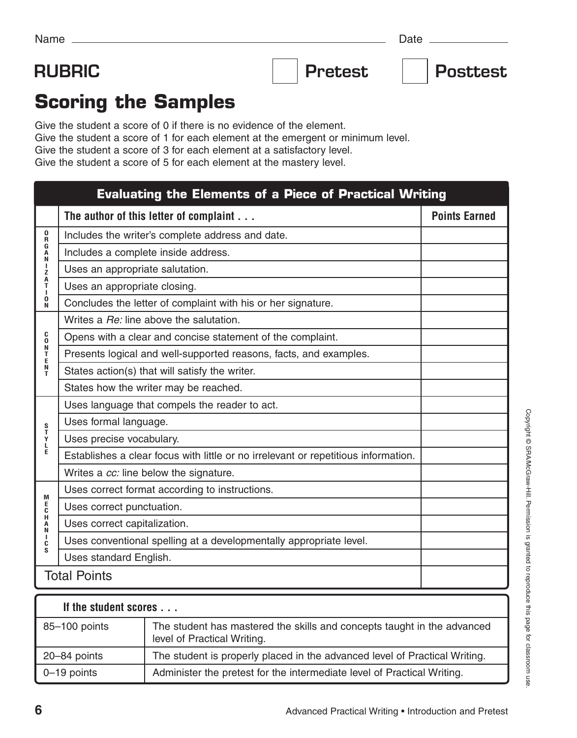Name ______________________________ Date ____________

# RUBRIC ☐ Pretest ☐ Posttest

## Scoring the Samples

Give the student a score of 0 if there is no evidence of the element.
Give the student a score of 1 for each element at the emergent or minimum level.
Give the student a score of 3 for each element at a satisfactory level.
Give the student a score of 5 for each element at the mastery level.

**Evaluating the Elements of a Piece of Practical Writing**

| | The author of this letter of complaint . . . | Points Earned |
|---|---|---|
| ORGANIZATION | Includes the writer's complete address and date. | |
| | Includes a complete inside address. | |
| | Uses an appropriate salutation. | |
| | Uses an appropriate closing. | |
| | Concludes the letter of complaint with his or her signature. | |
| CONTENT | Writes a *Re:* line above the salutation. | |
| | Opens with a clear and concise statement of the complaint. | |
| | Presents logical and well-supported reasons, facts, and examples. | |
| | States action(s) that will satisfy the writer. | |
| | States how the writer may be reached. | |
| STYLE | Uses language that compels the reader to act. | |
| | Uses formal language. | |
| | Uses precise vocabulary. | |
| | Establishes a clear focus with little or no irrelevant or repetitious information. | |
| | Writes a *cc:* line below the signature. | |
| MECHANICS | Uses correct format according to instructions. | |
| | Uses correct punctuation. | |
| | Uses correct capitalization. | |
| | Uses conventional spelling at a developmentally appropriate level. | |
| | Uses standard English. | |
| Total Points | | |

| If the student scores . . . | |
|---|---|
| 85–100 points | The student has mastered the skills and concepts taught in the advanced level of Practical Writing. |
| 20–84 points | The student is properly placed in the advanced level of Practical Writing. |
| 0–19 points | Administer the pretest for the intermediate level of Practical Writing. |

Copyright © SRA/McGraw-Hill. Permission is granted to reproduce this page for classroom use.